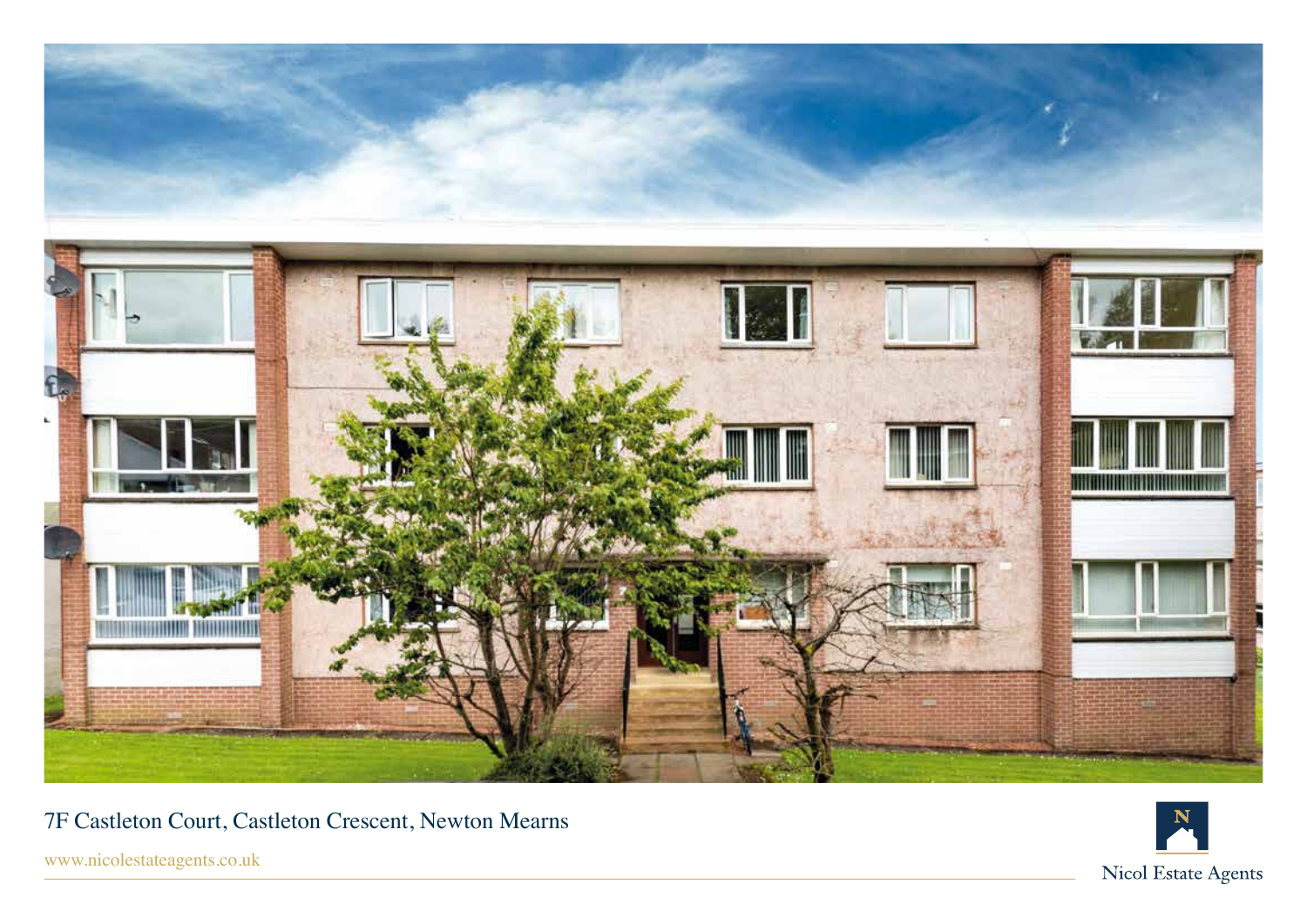# 7F Castleton Court, Castleton Crescent, Newton Mearns

www.nicolestateagents.co.uk

Nicol Estate Agents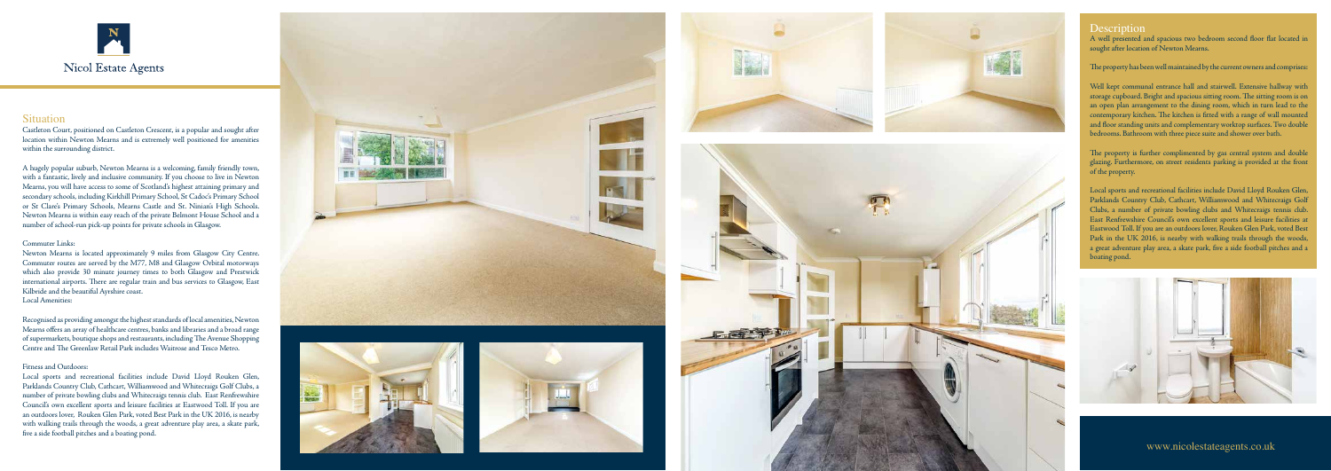Nicol Estate Agents

## Situation

Castleton Court, positioned on Castleton Crescent, is a popular and sought after location within Newton Mearns and is extremely well positioned for amenities within the surrounding district.

A hugely popular suburb, Newton Mearns is a welcoming, family friendly town, with a fantastic, lively and inclusive community. If you choose to live in Newton Mearns, you will have access to some of Scotland's highest attaining primary and secondary schools, including Kirkhill Primary School, St Cadoc's Primary School or St Clare's Primary Schools, Mearns Castle and St. Ninian's High Schools. Newton Mearns is within easy reach of the private Belmont House School and a number of school-run pick-up points for private schools in Glasgow.

### Commuter Links:

Newton Mearns is located approximately 9 miles from Glasgow City Centre. Commuter routes are served by the M77, M8 and Glasgow Orbital motorways which also provide 30 minute journey times to both Glasgow and Prestwick international airports. There are regular train and bus services to Glasgow, East Kilbride and the beautiful Ayrshire coast.

### Local Amenities:

Recognised as providing amongst the highest standards of local amenities, Newton Mearns offers an array of healthcare centres, banks and libraries and a broad range of supermarkets, boutique shops and restaurants, including The Avenue Shopping Centre and The Greenlaw Retail Park includes Waitrose and Tesco Metro.

### Fitness and Outdoors:

Local sports and recreational facilities include David Lloyd Rouken Glen, Parklands Country Club, Cathcart, Williamwood and Whitecraigs Golf Clubs, a number of private bowling clubs and Whitecraigs tennis club. East Renfrewshire Council's own excellent sports and leisure facilities at Eastwood Toll. If you are an outdoors lover, Rouken Glen Park, voted Best Park in the UK 2016, is nearby with walking trails through the woods, a great adventure play area, a skate park, five a side football pitches and a boating pond.

## Description

A well presented and spacious two bedroom second floor flat located in sought after location of Newton Mearns.

The property has been well maintained by the current owners and comprises:

Well kept communal entrance hall and stairwell. Extensive hallway with storage cupboard. Bright and spacious sitting room. The sitting room is on an open plan arrangement to the dining room, which in turn lead to the contemporary kitchen. The kitchen is fitted with a range of wall mounted and floor standing units and complementary worktop surfaces. Two double bedrooms. Bathroom with three piece suite and shower over bath.

The property is further complimented by gas central system and double glazing. Furthermore, on street residents parking is provided at the front of the property.

Local sports and recreational facilities include David Lloyd Rouken Glen, Parklands Country Club, Cathcart, Williamwood and Whitecraigs Golf Clubs, a number of private bowling clubs and Whitecraigs tennis club. East Renfrewshire Council's own excellent sports and leisure facilities at Eastwood Toll. If you are an outdoors lover, Rouken Glen Park, voted Best Park in the UK 2016, is nearby with walking trails through the woods, a great adventure play area, a skate park, five a side football pitches and a boating pond.

www.nicolestateagents.co.uk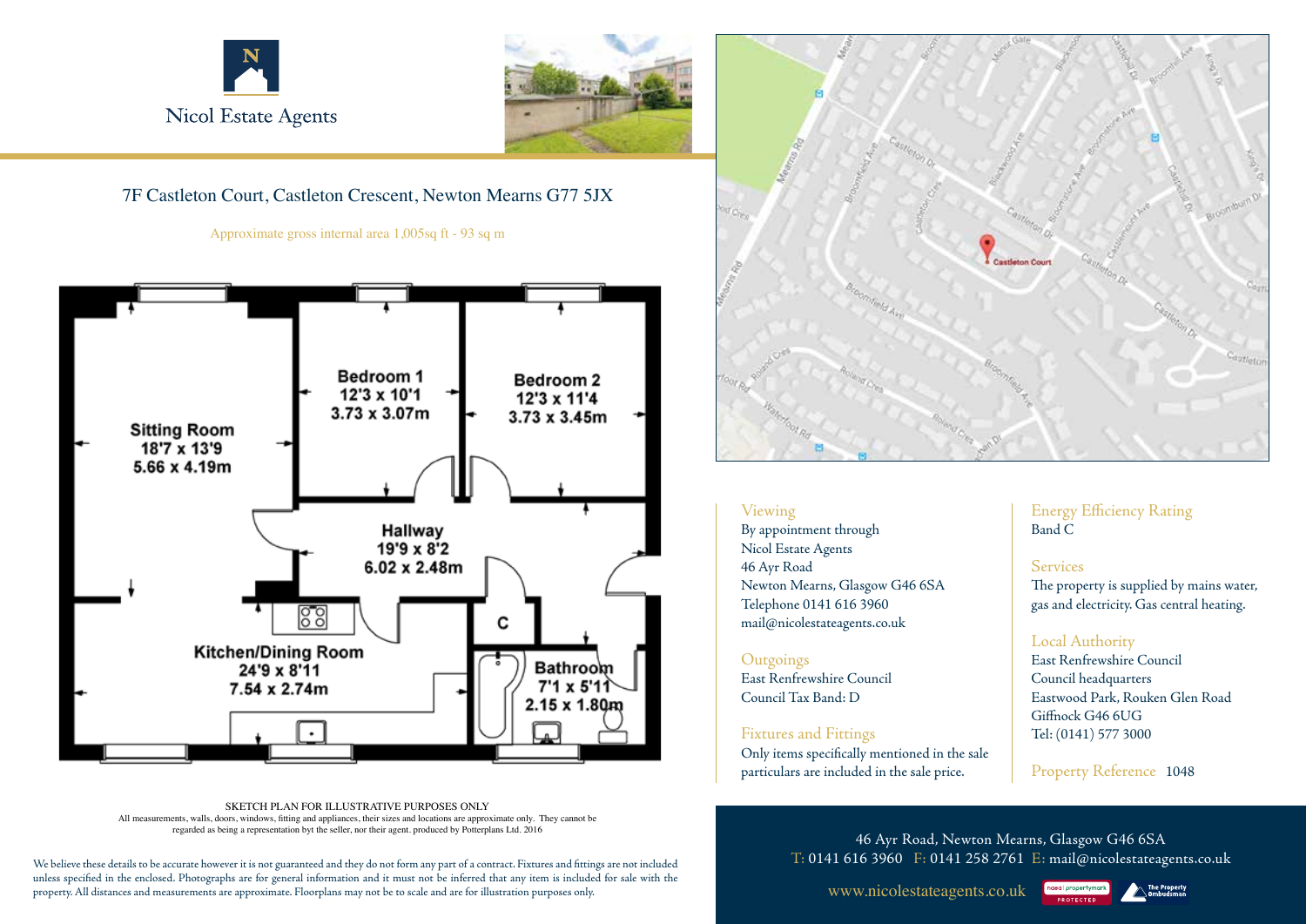Nicol Estate Agents

# 7F Castleton Court, Castleton Crescent, Newton Mearns G77 5JX

Approximate gross internal area 1,005sq ft - 93 sq m

Sitting Room
18'7 x 13'9
5.66 x 4.19m

Bedroom 1
12'3 x 10'1
3.73 x 3.07m

Bedroom 2
12'3 x 11'4
3.73 x 3.45m

Hallway
19'9 x 8'2
6.02 x 2.48m

C

Kitchen/Dining Room
24'9 x 8'11
7.54 x 2.74m

Bathroom
7'1 x 5'11
2.15 x 1.80m

SKETCH PLAN FOR ILLUSTRATIVE PURPOSES ONLY
All measurements, walls, doors, windows, fitting and appliances, their sizes and locations are approximate only. They cannot be regarded as being a representation byt the seller, nor their agent. produced by Potterplans Ltd. 2016

We believe these details to be accurate however it is not guaranteed and they do not form any part of a contract. Fixtures and fittings are not included unless specified in the enclosed. Photographs are for general information and it must not be inferred that any item is included for sale with the property. All distances and measurements are approximate. Floorplans may not be to scale and are for illustration purposes only.

## Viewing
By appointment through
Nicol Estate Agents
46 Ayr Road
Newton Mearns, Glasgow G46 6SA
Telephone 0141 616 3960
mail@nicolestateagents.co.uk

## Outgoings
East Renfrewshire Council
Council Tax Band: D

## Fixtures and Fittings
Only items specifically mentioned in the sale particulars are included in the sale price.

## Energy Efficiency Rating
Band C

## Services
The property is supplied by mains water, gas and electricity. Gas central heating.

## Local Authority
East Renfrewshire Council
Council headquarters
Eastwood Park, Rouken Glen Road
Giffnock G46 6UG
Tel: (0141) 577 3000

**Property Reference** 1048

46 Ayr Road, Newton Mearns, Glasgow G46 6SA
T: 0141 616 3960 F: 0141 258 2761 E: mail@nicolestateagents.co.uk

www.nicolestateagents.co.uk